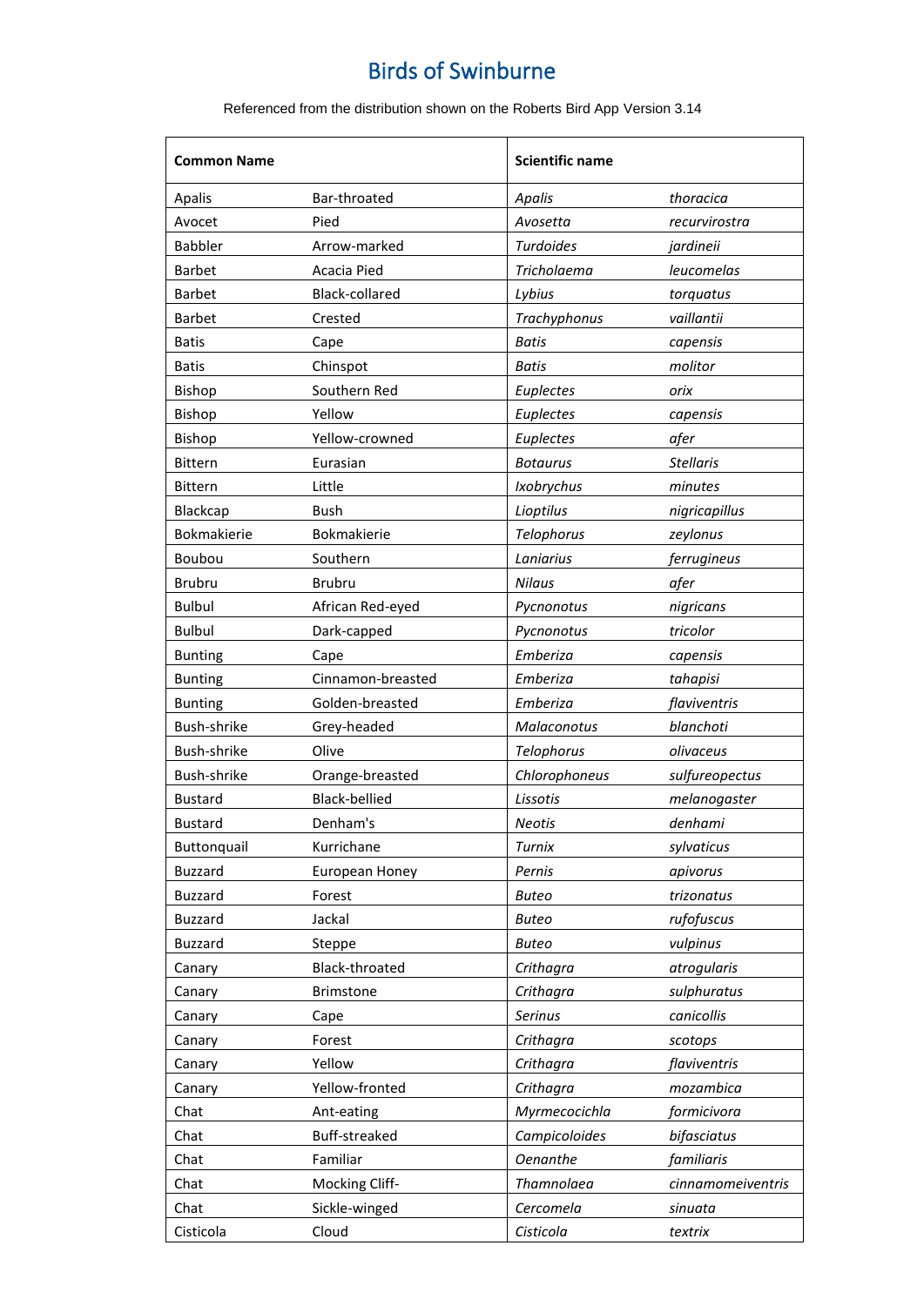# Birds of Swinburne

Referenced from the distribution shown on the Roberts Bird App Version 3.14

| **Common Name** | | **Scientific name** | |
|---|---|---|---|
| Apalis | Bar-throated | *Apalis* | *thoracica* |
| Avocet | Pied | *Avosetta* | *recurvirostra* |
| Babbler | Arrow-marked | *Turdoides* | *jardineii* |
| Barbet | Acacia Pied | *Tricholaema* | *leucomelas* |
| Barbet | Black-collared | *Lybius* | *torquatus* |
| Barbet | Crested | *Trachyphonus* | *vaillantii* |
| Batis | Cape | *Batis* | *capensis* |
| Batis | Chinspot | *Batis* | *molitor* |
| Bishop | Southern Red | *Euplectes* | *orix* |
| Bishop | Yellow | *Euplectes* | *capensis* |
| Bishop | Yellow-crowned | *Euplectes* | *afer* |
| Bittern | Eurasian | *Botaurus* | *Stellaris* |
| Bittern | Little | *Ixobrychus* | *minutes* |
| Blackcap | Bush | *Lioptilus* | *nigricapillus* |
| Bokmakierie | Bokmakierie | *Telophorus* | *zeylonus* |
| Boubou | Southern | *Laniarius* | *ferrugineus* |
| Brubru | Brubru | *Nilaus* | *afer* |
| Bulbul | African Red-eyed | *Pycnonotus* | *nigricans* |
| Bulbul | Dark-capped | *Pycnonotus* | *tricolor* |
| Bunting | Cape | *Emberiza* | *capensis* |
| Bunting | Cinnamon-breasted | *Emberiza* | *tahapisi* |
| Bunting | Golden-breasted | *Emberiza* | *flaviventris* |
| Bush-shrike | Grey-headed | *Malaconotus* | *blanchoti* |
| Bush-shrike | Olive | *Telophorus* | *olivaceus* |
| Bush-shrike | Orange-breasted | *Chlorophoneus* | *sulfureopectus* |
| Bustard | Black-bellied | *Lissotis* | *melanogaster* |
| Bustard | Denham's | *Neotis* | *denhami* |
| Buttonquail | Kurrichane | *Turnix* | *sylvaticus* |
| Buzzard | European Honey | *Pernis* | *apivorus* |
| Buzzard | Forest | *Buteo* | *trizonatus* |
| Buzzard | Jackal | *Buteo* | *rufofuscus* |
| Buzzard | Steppe | *Buteo* | *vulpinus* |
| Canary | Black-throated | *Crithagra* | *atrogularis* |
| Canary | Brimstone | *Crithagra* | *sulphuratus* |
| Canary | Cape | *Serinus* | *canicollis* |
| Canary | Forest | *Crithagra* | *scotops* |
| Canary | Yellow | *Crithagra* | *flaviventris* |
| Canary | Yellow-fronted | *Crithagra* | *mozambica* |
| Chat | Ant-eating | *Myrmecocichla* | *formicivora* |
| Chat | Buff-streaked | *Campicoloides* | *bifasciatus* |
| Chat | Familiar | *Oenanthe* | *familiaris* |
| Chat | Mocking Cliff- | *Thamnolaea* | *cinnamomeiventris* |
| Chat | Sickle-winged | *Cercomela* | *sinuata* |
| Cisticola | Cloud | *Cisticola* | *textrix* |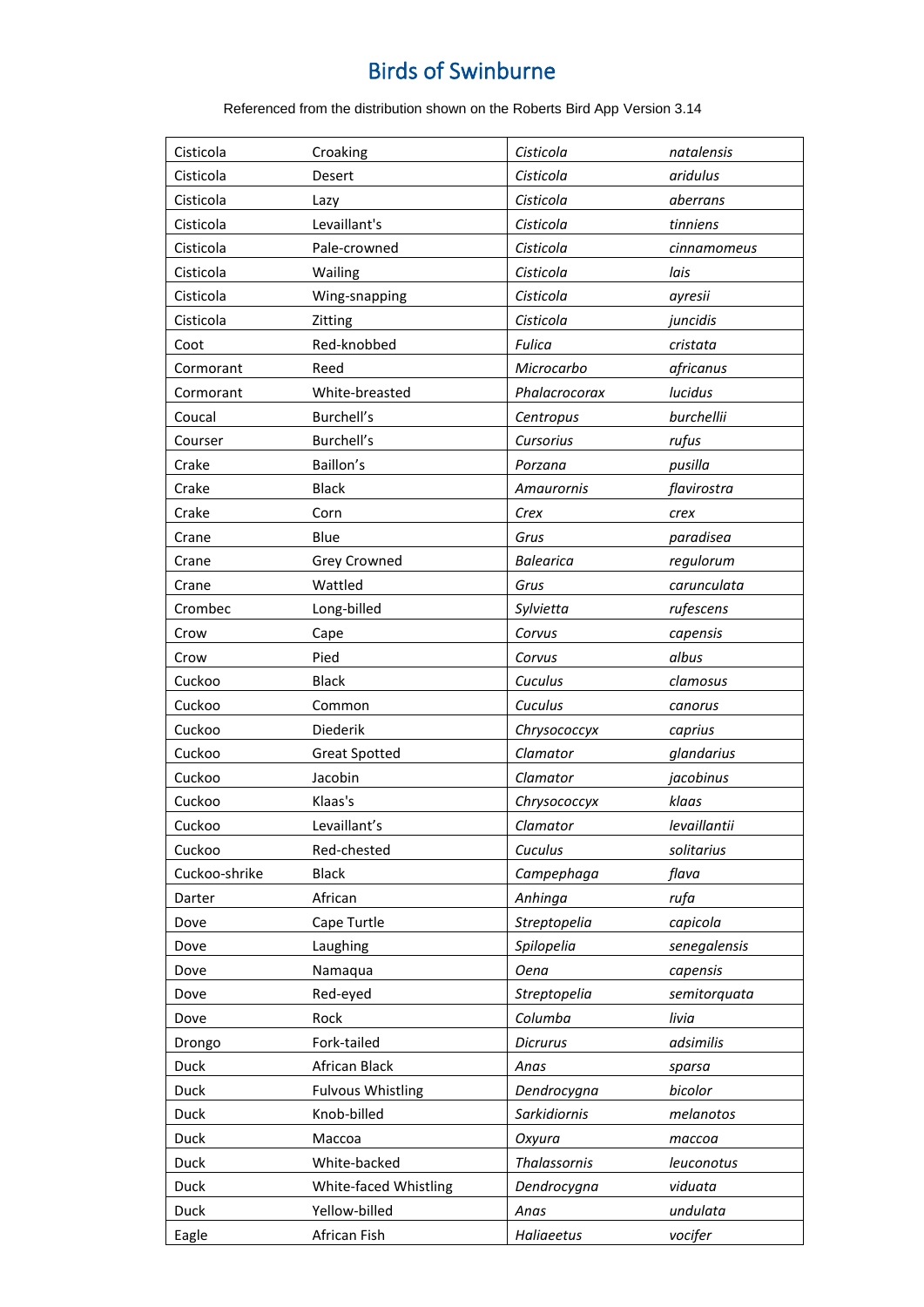# Birds of Swinburne

Referenced from the distribution shown on the Roberts Bird App Version 3.14

| | | | |
|---|---|---|---|
| Cisticola | Croaking | *Cisticola* | *natalensis* |
| Cisticola | Desert | *Cisticola* | *aridulus* |
| Cisticola | Lazy | *Cisticola* | *aberrans* |
| Cisticola | Levaillant's | *Cisticola* | *tinniens* |
| Cisticola | Pale-crowned | *Cisticola* | *cinnamomeus* |
| Cisticola | Wailing | *Cisticola* | *lais* |
| Cisticola | Wing-snapping | *Cisticola* | *ayresii* |
| Cisticola | Zitting | *Cisticola* | *juncidis* |
| Coot | Red-knobbed | *Fulica* | *cristata* |
| Cormorant | Reed | *Microcarbo* | *africanus* |
| Cormorant | White-breasted | *Phalacrocorax* | *lucidus* |
| Coucal | Burchell’s | *Centropus* | *burchellii* |
| Courser | Burchell’s | *Cursorius* | *rufus* |
| Crake | Baillon’s | *Porzana* | *pusilla* |
| Crake | Black | *Amaurornis* | *flavirostra* |
| Crake | Corn | *Crex* | *crex* |
| Crane | Blue | *Grus* | *paradisea* |
| Crane | Grey Crowned | *Balearica* | *regulorum* |
| Crane | Wattled | *Grus* | *carunculata* |
| Crombec | Long-billed | *Sylvietta* | *rufescens* |
| Crow | Cape | *Corvus* | *capensis* |
| Crow | Pied | *Corvus* | *albus* |
| Cuckoo | Black | *Cuculus* | *clamosus* |
| Cuckoo | Common | *Cuculus* | *canorus* |
| Cuckoo | Diederik | *Chrysococcyx* | *caprius* |
| Cuckoo | Great Spotted | *Clamator* | *glandarius* |
| Cuckoo | Jacobin | *Clamator* | *jacobinus* |
| Cuckoo | Klaas's | *Chrysococcyx* | *klaas* |
| Cuckoo | Levaillant’s | *Clamator* | *levaillantii* |
| Cuckoo | Red-chested | *Cuculus* | *solitarius* |
| Cuckoo-shrike | Black | *Campephaga* | *flava* |
| Darter | African | *Anhinga* | *rufa* |
| Dove | Cape Turtle | *Streptopelia* | *capicola* |
| Dove | Laughing | *Spilopelia* | *senegalensis* |
| Dove | Namaqua | *Oena* | *capensis* |
| Dove | Red-eyed | *Streptopelia* | *semitorquata* |
| Dove | Rock | *Columba* | *livia* |
| Drongo | Fork-tailed | *Dicrurus* | *adsimilis* |
| Duck | African Black | *Anas* | *sparsa* |
| Duck | Fulvous Whistling | *Dendrocygna* | *bicolor* |
| Duck | Knob-billed | *Sarkidiornis* | *melanotos* |
| Duck | Maccoa | *Oxyura* | *maccoa* |
| Duck | White-backed | *Thalassornis* | *leuconotus* |
| Duck | White-faced Whistling | *Dendrocygna* | *viduata* |
| Duck | Yellow-billed | *Anas* | *undulata* |
| Eagle | African Fish | *Haliaeetus* | *vocifer* |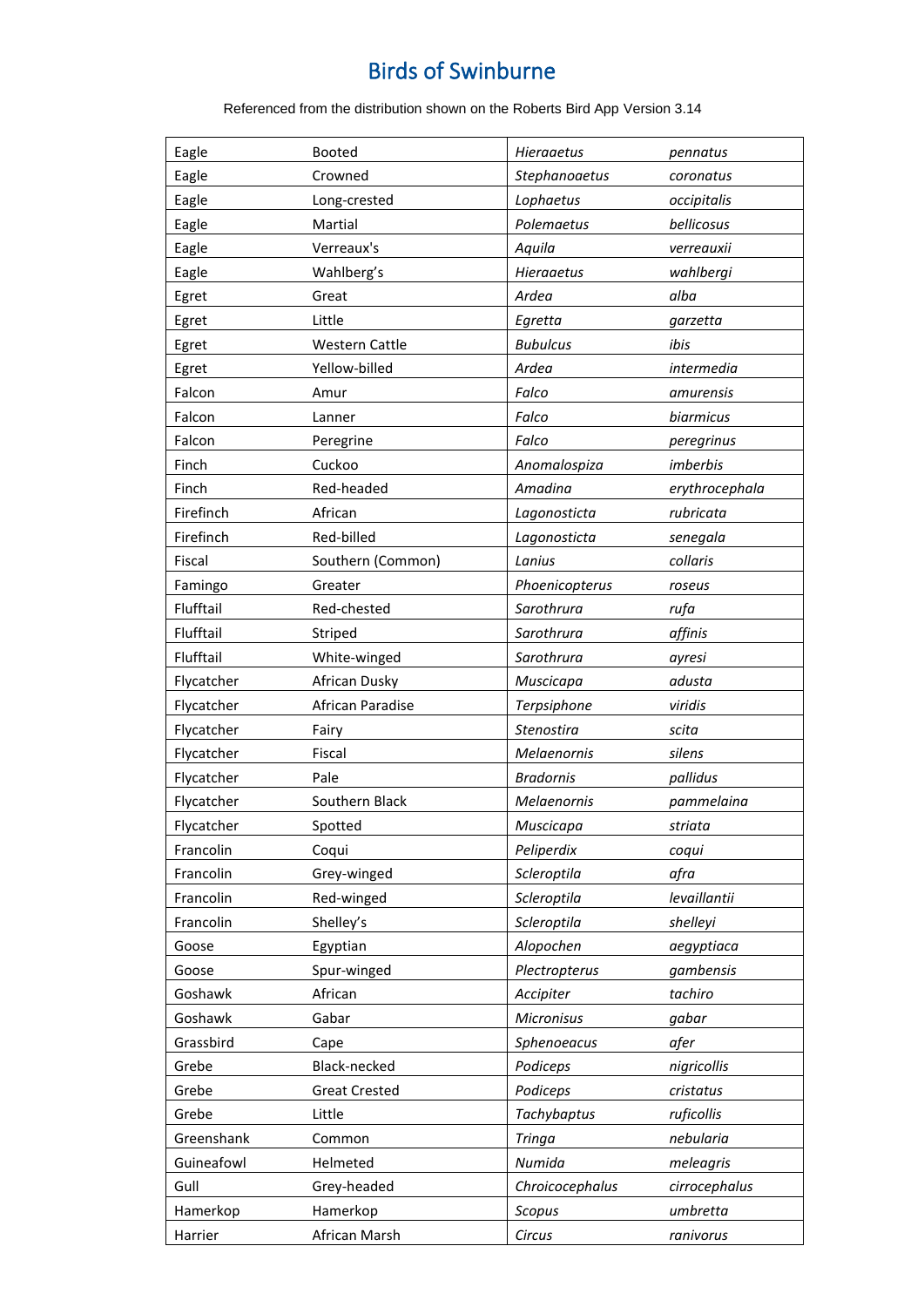# Birds of Swinburne

Referenced from the distribution shown on the Roberts Bird App Version 3.14

| | | | |
|---|---|---|---|
| Eagle | Booted | *Hieraaetus* | *pennatus* |
| Eagle | Crowned | *Stephanoaetus* | *coronatus* |
| Eagle | Long-crested | *Lophaetus* | *occipitalis* |
| Eagle | Martial | *Polemaetus* | *bellicosus* |
| Eagle | Verreaux's | *Aquila* | *verreauxii* |
| Eagle | Wahlberg's | *Hieraaetus* | *wahlbergi* |
| Egret | Great | *Ardea* | *alba* |
| Egret | Little | *Egretta* | *garzetta* |
| Egret | Western Cattle | *Bubulcus* | *ibis* |
| Egret | Yellow-billed | *Ardea* | *intermedia* |
| Falcon | Amur | *Falco* | *amurensis* |
| Falcon | Lanner | *Falco* | *biarmicus* |
| Falcon | Peregrine | *Falco* | *peregrinus* |
| Finch | Cuckoo | *Anomalospiza* | *imberbis* |
| Finch | Red-headed | *Amadina* | *erythrocephala* |
| Firefinch | African | *Lagonosticta* | *rubricata* |
| Firefinch | Red-billed | *Lagonosticta* | *senegala* |
| Fiscal | Southern (Common) | *Lanius* | *collaris* |
| Famingo | Greater | *Phoenicopterus* | *roseus* |
| Flufftail | Red-chested | *Sarothrura* | *rufa* |
| Flufftail | Striped | *Sarothrura* | *affinis* |
| Flufftail | White-winged | *Sarothrura* | *ayresi* |
| Flycatcher | African Dusky | *Muscicapa* | *adusta* |
| Flycatcher | African Paradise | *Terpsiphone* | *viridis* |
| Flycatcher | Fairy | *Stenostira* | *scita* |
| Flycatcher | Fiscal | *Melaenornis* | *silens* |
| Flycatcher | Pale | *Bradornis* | *pallidus* |
| Flycatcher | Southern Black | *Melaenornis* | *pammelaina* |
| Flycatcher | Spotted | *Muscicapa* | *striata* |
| Francolin | Coqui | *Peliperdix* | *coqui* |
| Francolin | Grey-winged | *Scleroptila* | *afra* |
| Francolin | Red-winged | *Scleroptila* | *levaillantii* |
| Francolin | Shelley's | *Scleroptila* | *shelleyi* |
| Goose | Egyptian | *Alopochen* | *aegyptiaca* |
| Goose | Spur-winged | *Plectropterus* | *gambensis* |
| Goshawk | African | *Accipiter* | *tachiro* |
| Goshawk | Gabar | *Micronisus* | *gabar* |
| Grassbird | Cape | *Sphenoeacus* | *afer* |
| Grebe | Black-necked | *Podiceps* | *nigricollis* |
| Grebe | Great Crested | *Podiceps* | *cristatus* |
| Grebe | Little | *Tachybaptus* | *ruficollis* |
| Greenshank | Common | *Tringa* | *nebularia* |
| Guineafowl | Helmeted | *Numida* | *meleagris* |
| Gull | Grey-headed | *Chroicocephalus* | *cirrocephalus* |
| Hamerkop | Hamerkop | *Scopus* | *umbretta* |
| Harrier | African Marsh | *Circus* | *ranivorus* |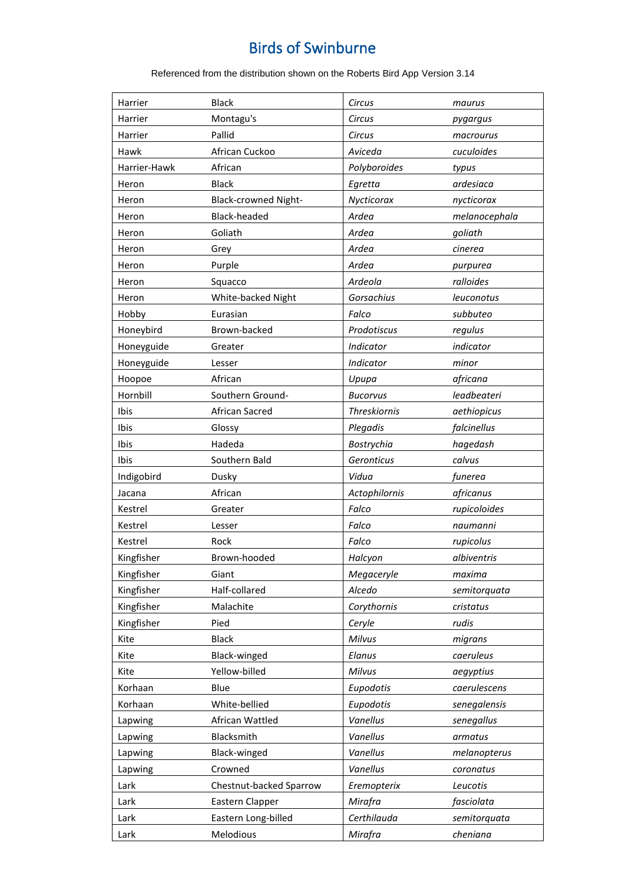# Birds of Swinburne

Referenced from the distribution shown on the Roberts Bird App Version 3.14

| | | | |
|---|---|---|---|
| Harrier | Black | *Circus* | *maurus* |
| Harrier | Montagu's | *Circus* | *pygargus* |
| Harrier | Pallid | *Circus* | *macrourus* |
| Hawk | African Cuckoo | *Aviceda* | *cuculoides* |
| Harrier-Hawk | African | *Polyboroides* | *typus* |
| Heron | Black | *Egretta* | *ardesiaca* |
| Heron | Black-crowned Night- | *Nycticorax* | *nycticorax* |
| Heron | Black-headed | *Ardea* | *melanocephala* |
| Heron | Goliath | *Ardea* | *goliath* |
| Heron | Grey | *Ardea* | *cinerea* |
| Heron | Purple | *Ardea* | *purpurea* |
| Heron | Squacco | *Ardeola* | *ralloides* |
| Heron | White-backed Night | *Gorsachius* | *leuconotus* |
| Hobby | Eurasian | *Falco* | *subbuteo* |
| Honeybird | Brown-backed | *Prodotiscus* | *regulus* |
| Honeyguide | Greater | *Indicator* | *indicator* |
| Honeyguide | Lesser | *Indicator* | *minor* |
| Hoopoe | African | *Upupa* | *africana* |
| Hornbill | Southern Ground- | *Bucorvus* | *leadbeateri* |
| Ibis | African Sacred | *Threskiornis* | *aethiopicus* |
| Ibis | Glossy | *Plegadis* | *falcinellus* |
| Ibis | Hadeda | *Bostrychia* | *hagedash* |
| Ibis | Southern Bald | *Geronticus* | *calvus* |
| Indigobird | Dusky | *Vidua* | *funerea* |
| Jacana | African | *Actophilornis* | *africanus* |
| Kestrel | Greater | *Falco* | *rupicoloides* |
| Kestrel | Lesser | *Falco* | *naumanni* |
| Kestrel | Rock | *Falco* | *rupicolus* |
| Kingfisher | Brown-hooded | *Halcyon* | *albiventris* |
| Kingfisher | Giant | *Megaceryle* | *maxima* |
| Kingfisher | Half-collared | *Alcedo* | *semitorquata* |
| Kingfisher | Malachite | *Corythornis* | *cristatus* |
| Kingfisher | Pied | *Ceryle* | *rudis* |
| Kite | Black | *Milvus* | *migrans* |
| Kite | Black-winged | *Elanus* | *caeruleus* |
| Kite | Yellow-billed | *Milvus* | *aegyptius* |
| Korhaan | Blue | *Eupodotis* | *caerulescens* |
| Korhaan | White-bellied | *Eupodotis* | *senegalensis* |
| Lapwing | African Wattled | *Vanellus* | *senegallus* |
| Lapwing | Blacksmith | *Vanellus* | *armatus* |
| Lapwing | Black-winged | *Vanellus* | *melanopterus* |
| Lapwing | Crowned | *Vanellus* | *coronatus* |
| Lark | Chestnut-backed Sparrow | *Eremopterix* | *Leucotis* |
| Lark | Eastern Clapper | *Mirafra* | *fasciolata* |
| Lark | Eastern Long-billed | *Certhilauda* | *semitorquata* |
| Lark | Melodious | *Mirafra* | *cheniana* |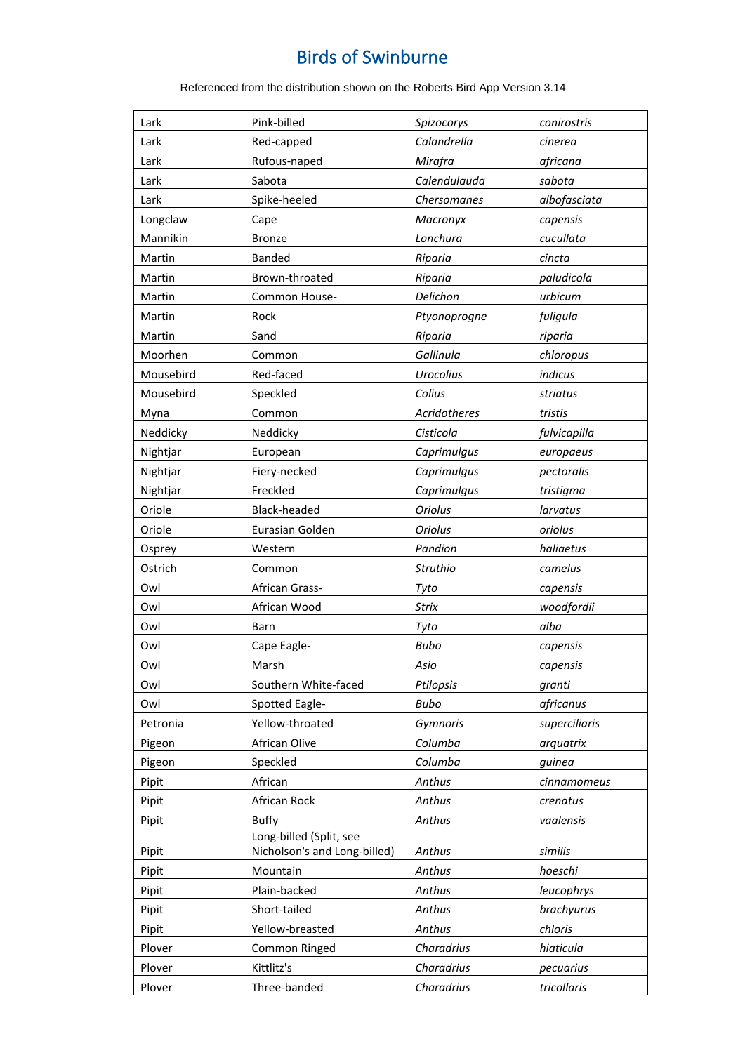# Birds of Swinburne

Referenced from the distribution shown on the Roberts Bird App Version 3.14

| | | | |
|---|---|---|---|
| Lark | Pink-billed | *Spizocorys* | *conirostris* |
| Lark | Red-capped | *Calandrella* | *cinerea* |
| Lark | Rufous-naped | *Mirafra* | *africana* |
| Lark | Sabota | *Calendulauda* | *sabota* |
| Lark | Spike-heeled | *Chersomanes* | *albofasciata* |
| Longclaw | Cape | *Macronyx* | *capensis* |
| Mannikin | Bronze | *Lonchura* | *cucullata* |
| Martin | Banded | *Riparia* | *cincta* |
| Martin | Brown-throated | *Riparia* | *paludicola* |
| Martin | Common House- | *Delichon* | *urbicum* |
| Martin | Rock | *Ptyonoprogne* | *fuligula* |
| Martin | Sand | *Riparia* | *riparia* |
| Moorhen | Common | *Gallinula* | *chloropus* |
| Mousebird | Red-faced | *Urocolius* | *indicus* |
| Mousebird | Speckled | *Colius* | *striatus* |
| Myna | Common | *Acridotheres* | *tristis* |
| Neddicky | Neddicky | *Cisticola* | *fulvicapilla* |
| Nightjar | European | *Caprimulgus* | *europaeus* |
| Nightjar | Fiery-necked | *Caprimulgus* | *pectoralis* |
| Nightjar | Freckled | *Caprimulgus* | *tristigma* |
| Oriole | Black-headed | *Oriolus* | *larvatus* |
| Oriole | Eurasian Golden | *Oriolus* | *oriolus* |
| Osprey | Western | *Pandion* | *haliaetus* |
| Ostrich | Common | *Struthio* | *camelus* |
| Owl | African Grass- | *Tyto* | *capensis* |
| Owl | African Wood | *Strix* | *woodfordii* |
| Owl | Barn | *Tyto* | *alba* |
| Owl | Cape Eagle- | *Bubo* | *capensis* |
| Owl | Marsh | *Asio* | *capensis* |
| Owl | Southern White-faced | *Ptilopsis* | *granti* |
| Owl | Spotted Eagle- | *Bubo* | *africanus* |
| Petronia | Yellow-throated | *Gymnoris* | *superciliaris* |
| Pigeon | African Olive | *Columba* | *arquatrix* |
| Pigeon | Speckled | *Columba* | *guinea* |
| Pipit | African | *Anthus* | *cinnamomeus* |
| Pipit | African Rock | *Anthus* | *crenatus* |
| Pipit | Buffy | *Anthus* | *vaalensis* |
| Pipit | Long-billed (Split, see Nicholson's and Long-billed) | *Anthus* | *similis* |
| Pipit | Mountain | *Anthus* | *hoeschi* |
| Pipit | Plain-backed | *Anthus* | *leucophrys* |
| Pipit | Short-tailed | *Anthus* | *brachyurus* |
| Pipit | Yellow-breasted | *Anthus* | *chloris* |
| Plover | Common Ringed | *Charadrius* | *hiaticula* |
| Plover | Kittlitz's | *Charadrius* | *pecuarius* |
| Plover | Three-banded | *Charadrius* | *tricollaris* |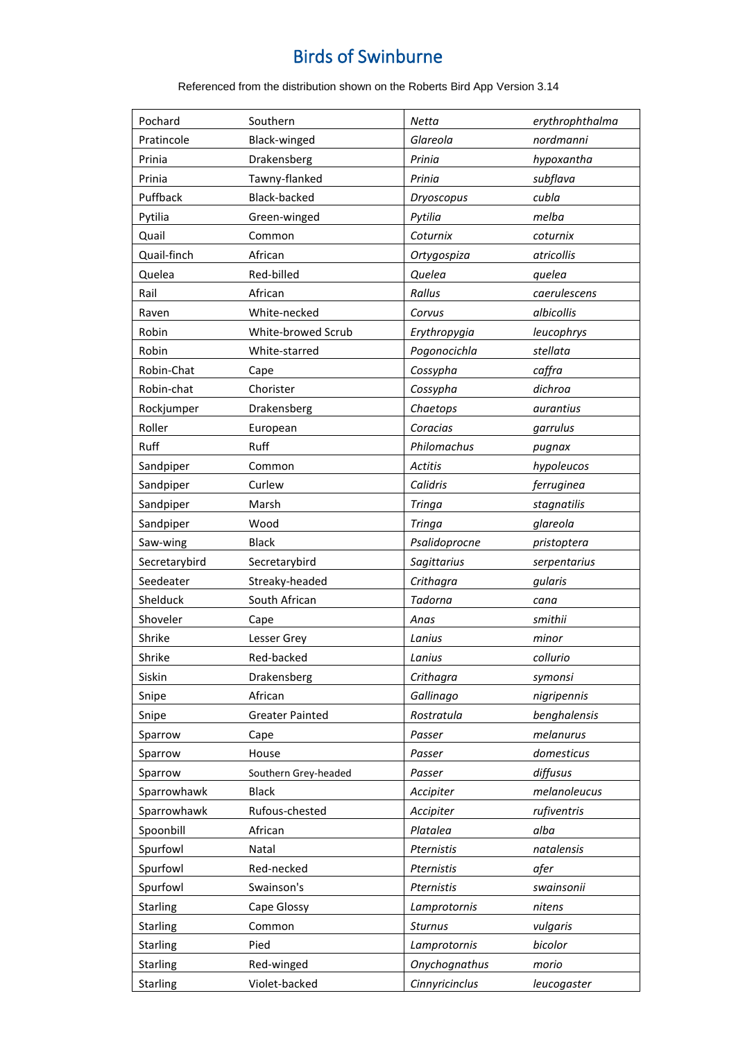# Birds of Swinburne

Referenced from the distribution shown on the Roberts Bird App Version 3.14

| | | | |
|---|---|---|---|
| Pochard | Southern | *Netta* | *erythrophthalma* |
| Pratincole | Black-winged | *Glareola* | *nordmanni* |
| Prinia | Drakensberg | *Prinia* | *hypoxantha* |
| Prinia | Tawny-flanked | *Prinia* | *subflava* |
| Puffback | Black-backed | *Dryoscopus* | *cubla* |
| Pytilia | Green-winged | *Pytilia* | *melba* |
| Quail | Common | *Coturnix* | *coturnix* |
| Quail-finch | African | *Ortygospiza* | *atricollis* |
| Quelea | Red-billed | *Quelea* | *quelea* |
| Rail | African | *Rallus* | *caerulescens* |
| Raven | White-necked | *Corvus* | *albicollis* |
| Robin | White-browed Scrub | *Erythropygia* | *leucophrys* |
| Robin | White-starred | *Pogonocichla* | *stellata* |
| Robin-Chat | Cape | *Cossypha* | *caffra* |
| Robin-chat | Chorister | *Cossypha* | *dichroa* |
| Rockjumper | Drakensberg | *Chaetops* | *aurantius* |
| Roller | European | *Coracias* | *garrulus* |
| Ruff | Ruff | *Philomachus* | *pugnax* |
| Sandpiper | Common | *Actitis* | *hypoleucos* |
| Sandpiper | Curlew | *Calidris* | *ferruginea* |
| Sandpiper | Marsh | *Tringa* | *stagnatilis* |
| Sandpiper | Wood | *Tringa* | *glareola* |
| Saw-wing | Black | *Psalidoprocne* | *pristoptera* |
| Secretarybird | Secretarybird | *Sagittarius* | *serpentarius* |
| Seedeater | Streaky-headed | *Crithagra* | *gularis* |
| Shelduck | South African | *Tadorna* | *cana* |
| Shoveler | Cape | *Anas* | *smithii* |
| Shrike | Lesser Grey | *Lanius* | *minor* |
| Shrike | Red-backed | *Lanius* | *collurio* |
| Siskin | Drakensberg | *Crithagra* | *symonsi* |
| Snipe | African | *Gallinago* | *nigripennis* |
| Snipe | Greater Painted | *Rostratula* | *benghalensis* |
| Sparrow | Cape | *Passer* | *melanurus* |
| Sparrow | House | *Passer* | *domesticus* |
| Sparrow | Southern Grey-headed | *Passer* | *diffusus* |
| Sparrowhawk | Black | *Accipiter* | *melanoleucus* |
| Sparrowhawk | Rufous-chested | *Accipiter* | *rufiventris* |
| Spoonbill | African | *Platalea* | *alba* |
| Spurfowl | Natal | *Pternistis* | *natalensis* |
| Spurfowl | Red-necked | *Pternistis* | *afer* |
| Spurfowl | Swainson's | *Pternistis* | *swainsonii* |
| Starling | Cape Glossy | *Lamprotornis* | *nitens* |
| Starling | Common | *Sturnus* | *vulgaris* |
| Starling | Pied | *Lamprotornis* | *bicolor* |
| Starling | Red-winged | *Onychognathus* | *morio* |
| Starling | Violet-backed | *Cinnyricinclus* | *leucogaster* |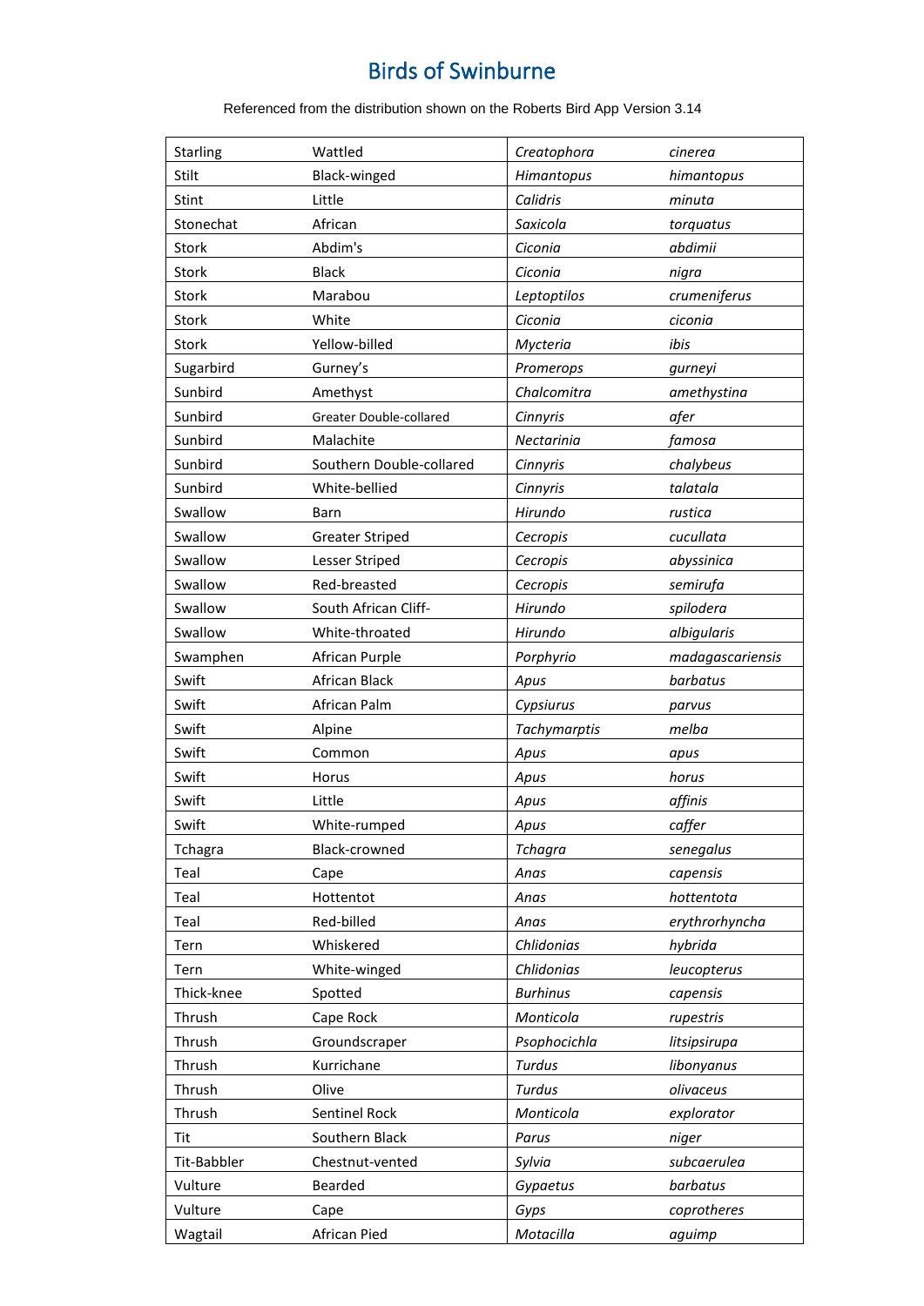# Birds of Swinburne

Referenced from the distribution shown on the Roberts Bird App Version 3.14

| | | | |
|---|---|---|---|
| Starling | Wattled | *Creatophora* | *cinerea* |
| Stilt | Black-winged | *Himantopus* | *himantopus* |
| Stint | Little | *Calidris* | *minuta* |
| Stonechat | African | *Saxicola* | *torquatus* |
| Stork | Abdim's | *Ciconia* | *abdimii* |
| Stork | Black | *Ciconia* | *nigra* |
| Stork | Marabou | *Leptoptilos* | *crumeniferus* |
| Stork | White | *Ciconia* | *ciconia* |
| Stork | Yellow-billed | *Mycteria* | *ibis* |
| Sugarbird | Gurney's | *Promerops* | *gurneyi* |
| Sunbird | Amethyst | *Chalcomitra* | *amethystina* |
| Sunbird | Greater Double-collared | *Cinnyris* | *afer* |
| Sunbird | Malachite | *Nectarinia* | *famosa* |
| Sunbird | Southern Double-collared | *Cinnyris* | *chalybeus* |
| Sunbird | White-bellied | *Cinnyris* | *talatala* |
| Swallow | Barn | *Hirundo* | *rustica* |
| Swallow | Greater Striped | *Cecropis* | *cucullata* |
| Swallow | Lesser Striped | *Cecropis* | *abyssinica* |
| Swallow | Red-breasted | *Cecropis* | *semirufa* |
| Swallow | South African Cliff- | *Hirundo* | *spilodera* |
| Swallow | White-throated | *Hirundo* | *albigularis* |
| Swamphen | African Purple | *Porphyrio* | *madagascariensis* |
| Swift | African Black | *Apus* | *barbatus* |
| Swift | African Palm | *Cypsiurus* | *parvus* |
| Swift | Alpine | *Tachymarptis* | *melba* |
| Swift | Common | *Apus* | *apus* |
| Swift | Horus | *Apus* | *horus* |
| Swift | Little | *Apus* | *affinis* |
| Swift | White-rumped | *Apus* | *caffer* |
| Tchagra | Black-crowned | *Tchagra* | *senegalus* |
| Teal | Cape | *Anas* | *capensis* |
| Teal | Hottentot | *Anas* | *hottentota* |
| Teal | Red-billed | *Anas* | *erythrorhyncha* |
| Tern | Whiskered | *Chlidonias* | *hybrida* |
| Tern | White-winged | *Chlidonias* | *leucopterus* |
| Thick-knee | Spotted | *Burhinus* | *capensis* |
| Thrush | Cape Rock | *Monticola* | *rupestris* |
| Thrush | Groundscraper | *Psophocichla* | *litsipsirupa* |
| Thrush | Kurrichane | *Turdus* | *libonyanus* |
| Thrush | Olive | *Turdus* | *olivaceus* |
| Thrush | Sentinel Rock | *Monticola* | *explorator* |
| Tit | Southern Black | *Parus* | *niger* |
| Tit-Babbler | Chestnut-vented | *Sylvia* | *subcaerulea* |
| Vulture | Bearded | *Gypaetus* | *barbatus* |
| Vulture | Cape | *Gyps* | *coprotheres* |
| Wagtail | African Pied | *Motacilla* | *aguimp* |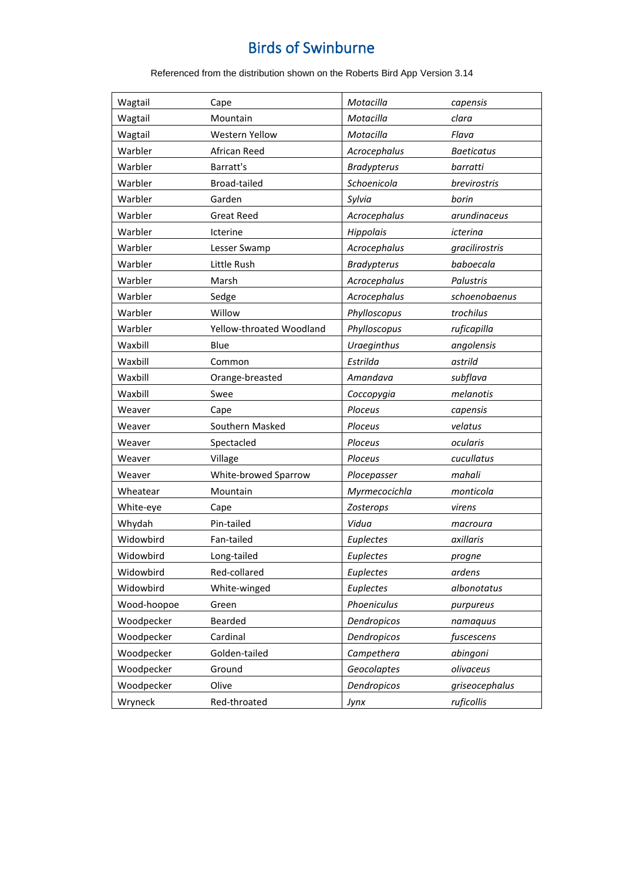# Birds of Swinburne

Referenced from the distribution shown on the Roberts Bird App Version 3.14

| | | | |
|---|---|---|---|
| Wagtail | Cape | *Motacilla* | *capensis* |
| Wagtail | Mountain | *Motacilla* | *clara* |
| Wagtail | Western Yellow | *Motacilla* | *Flava* |
| Warbler | African Reed | *Acrocephalus* | *Baeticatus* |
| Warbler | Barratt's | *Bradypterus* | *barratti* |
| Warbler | Broad-tailed | *Schoenicola* | *brevirostris* |
| Warbler | Garden | *Sylvia* | *borin* |
| Warbler | Great Reed | *Acrocephalus* | *arundinaceus* |
| Warbler | Icterine | *Hippolais* | *icterina* |
| Warbler | Lesser Swamp | *Acrocephalus* | *gracilirostris* |
| Warbler | Little Rush | *Bradypterus* | *baboecala* |
| Warbler | Marsh | *Acrocephalus* | *Palustris* |
| Warbler | Sedge | *Acrocephalus* | *schoenobaenus* |
| Warbler | Willow | *Phylloscopus* | *trochilus* |
| Warbler | Yellow-throated Woodland | *Phylloscopus* | *ruficapilla* |
| Waxbill | Blue | *Uraeginthus* | *angolensis* |
| Waxbill | Common | *Estrilda* | *astrild* |
| Waxbill | Orange-breasted | *Amandava* | *subflava* |
| Waxbill | Swee | *Coccopygia* | *melanotis* |
| Weaver | Cape | *Ploceus* | *capensis* |
| Weaver | Southern Masked | *Ploceus* | *velatus* |
| Weaver | Spectacled | *Ploceus* | *ocularis* |
| Weaver | Village | *Ploceus* | *cucullatus* |
| Weaver | White-browed Sparrow | *Plocepasser* | *mahali* |
| Wheatear | Mountain | *Myrmecocichla* | *monticola* |
| White-eye | Cape | *Zosterops* | *virens* |
| Whydah | Pin-tailed | *Vidua* | *macroura* |
| Widowbird | Fan-tailed | *Euplectes* | *axillaris* |
| Widowbird | Long-tailed | *Euplectes* | *progne* |
| Widowbird | Red-collared | *Euplectes* | *ardens* |
| Widowbird | White-winged | *Euplectes* | *albonotatus* |
| Wood-hoopoe | Green | *Phoeniculus* | *purpureus* |
| Woodpecker | Bearded | *Dendropicos* | *namaquus* |
| Woodpecker | Cardinal | *Dendropicos* | *fuscescens* |
| Woodpecker | Golden-tailed | *Campethera* | *abingoni* |
| Woodpecker | Ground | *Geocolaptes* | *olivaceus* |
| Woodpecker | Olive | *Dendropicos* | *griseocephalus* |
| Wryneck | Red-throated | *Jynx* | *ruficollis* |